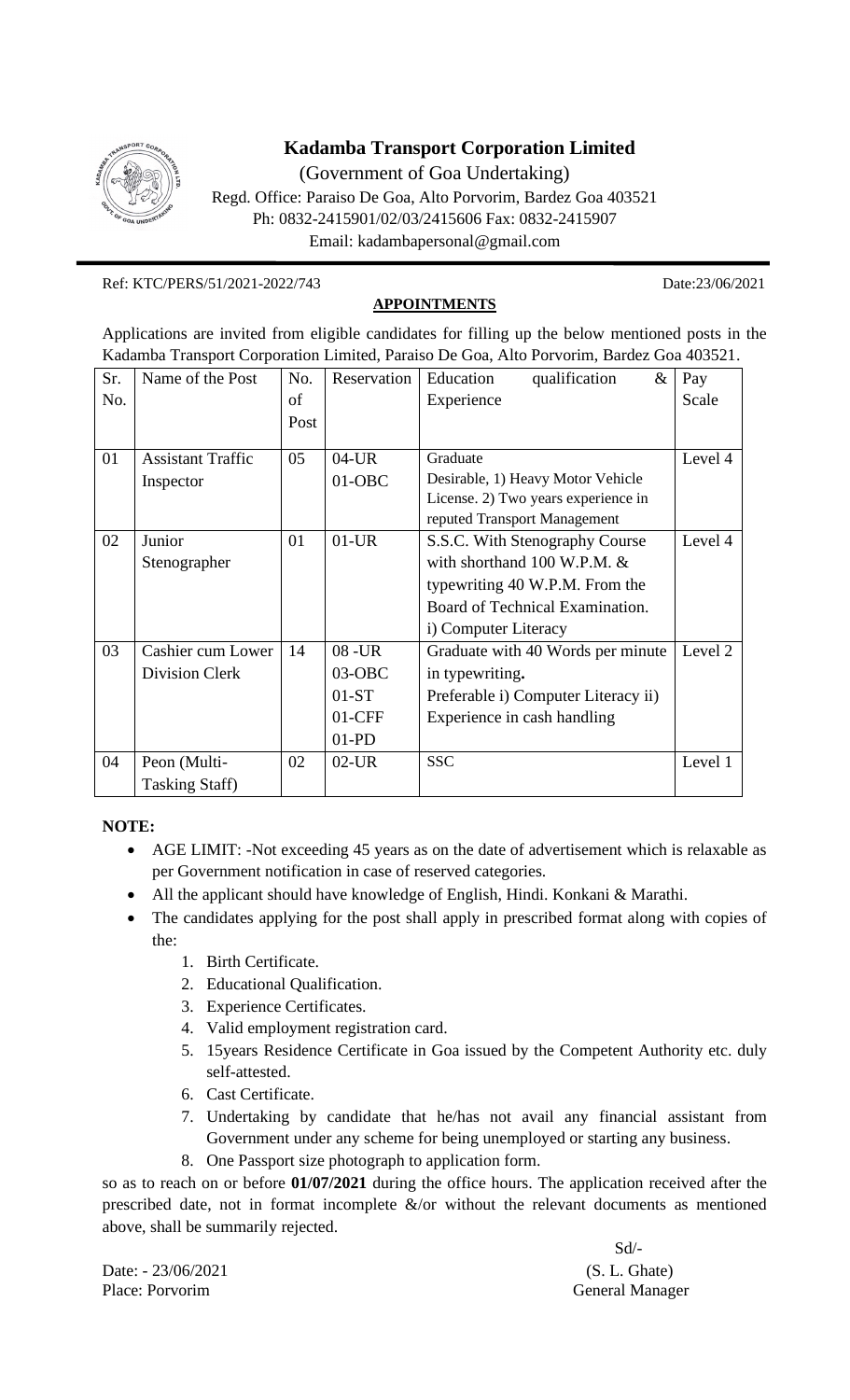# Kadamba Transport Corporation Limited

(Government of Goa Undertaking)

Regd. Office: Paraiso De Goa, Alto Porvorim, Bardez Goa 403521

Ph: 0832-2415901/02/03/2415606 Fax: 0832-2415907

Email: kadambapersonal@gmail.com

Ref: KTC/PERS/51/2021-2022/743 Date:23/06/2021

## APPOINTMENTS

Applications are invited from eligible candidates for filling up the below mentioned posts in the Kadamba Transport Corporation Limited, Paraiso De Goa, Alto Porvorim, Bardez Goa 403521.

| Sr. No. | Name of the Post | No. of Post | Reservation | Education qualification & Experience | Pay Scale |
|---|---|---|---|---|---|
| 01 | Assistant Traffic Inspector | 05 | 04-UR<br>01-OBC | Graduate<br>Desirable, 1) Heavy Motor Vehicle License. 2) Two years experience in reputed Transport Management | Level 4 |
| 02 | Junior Stenographer | 01 | 01-UR | S.S.C. With Stenography Course with shorthand 100 W.P.M. & typewriting 40 W.P.M. From the Board of Technical Examination.<br>i) Computer Literacy | Level 4 |
| 03 | Cashier cum Lower Division Clerk | 14 | 08 -UR<br>03-OBC<br>01-ST<br>01-CFF<br>01-PD | Graduate with 40 Words per minute in typewriting**.**<br>Preferable i) Computer Literacy ii) Experience in cash handling | Level 2 |
| 04 | Peon (Multi-Tasking Staff) | 02 | 02-UR | SSC | Level 1 |

**NOTE:**

- AGE LIMIT: -Not exceeding 45 years as on the date of advertisement which is relaxable as per Government notification in case of reserved categories.
- All the applicant should have knowledge of English, Hindi. Konkani & Marathi.
- The candidates applying for the post shall apply in prescribed format along with copies of the:
  1. Birth Certificate.
  2. Educational Qualification.
  3. Experience Certificates.
  4. Valid employment registration card.
  5. 15years Residence Certificate in Goa issued by the Competent Authority etc. duly self-attested.
  6. Cast Certificate.
  7. Undertaking by candidate that he/has not avail any financial assistant from Government under any scheme for being unemployed or starting any business.
  8. One Passport size photograph to application form.

so as to reach on or before **01/07/2021** during the office hours. The application received after the prescribed date, not in format incomplete &/or without the relevant documents as mentioned above, shall be summarily rejected.

Sd/-

Date: - 23/06/2021 (S. L. Ghate)

Place: Porvorim General Manager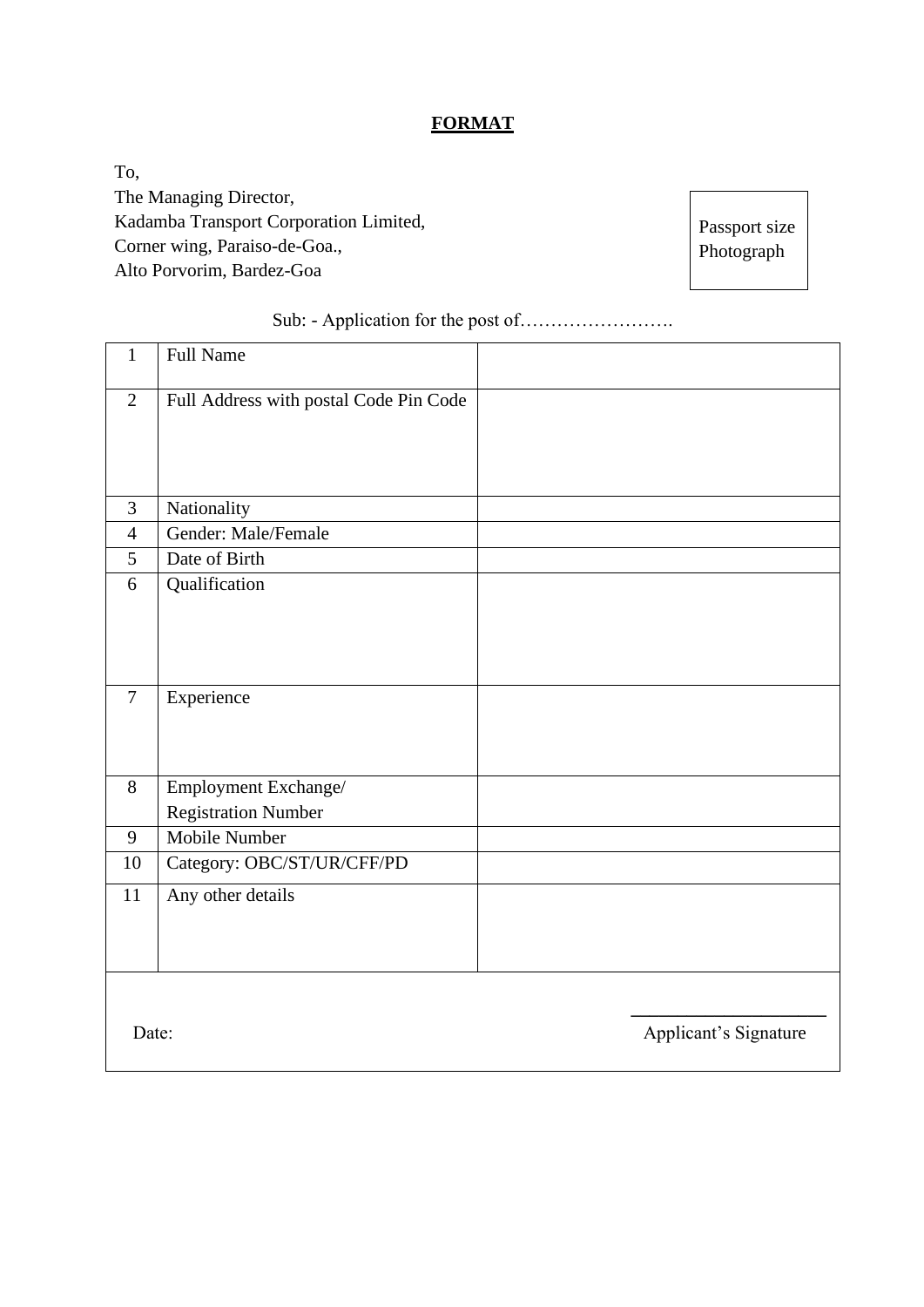**FORMAT**

To,
The Managing Director,
Kadamba Transport Corporation Limited,
Corner wing, Paraiso-de-Goa.,
Alto Porvorim, Bardez-Goa

Passport size Photograph

Sub: - Application for the post of…………………….

| 1 | Full Name | |
|---|---|---|
| 2 | Full Address with postal Code Pin Code | |
| 3 | Nationality | |
| 4 | Gender: Male/Female | |
| 5 | Date of Birth | |
| 6 | Qualification | |
| 7 | Experience | |
| 8 | Employment Exchange/ Registration Number | |
| 9 | Mobile Number | |
| 10 | Category: OBC/ST/UR/CFF/PD | |
| 11 | Any other details | |

Date:

Applicant's Signature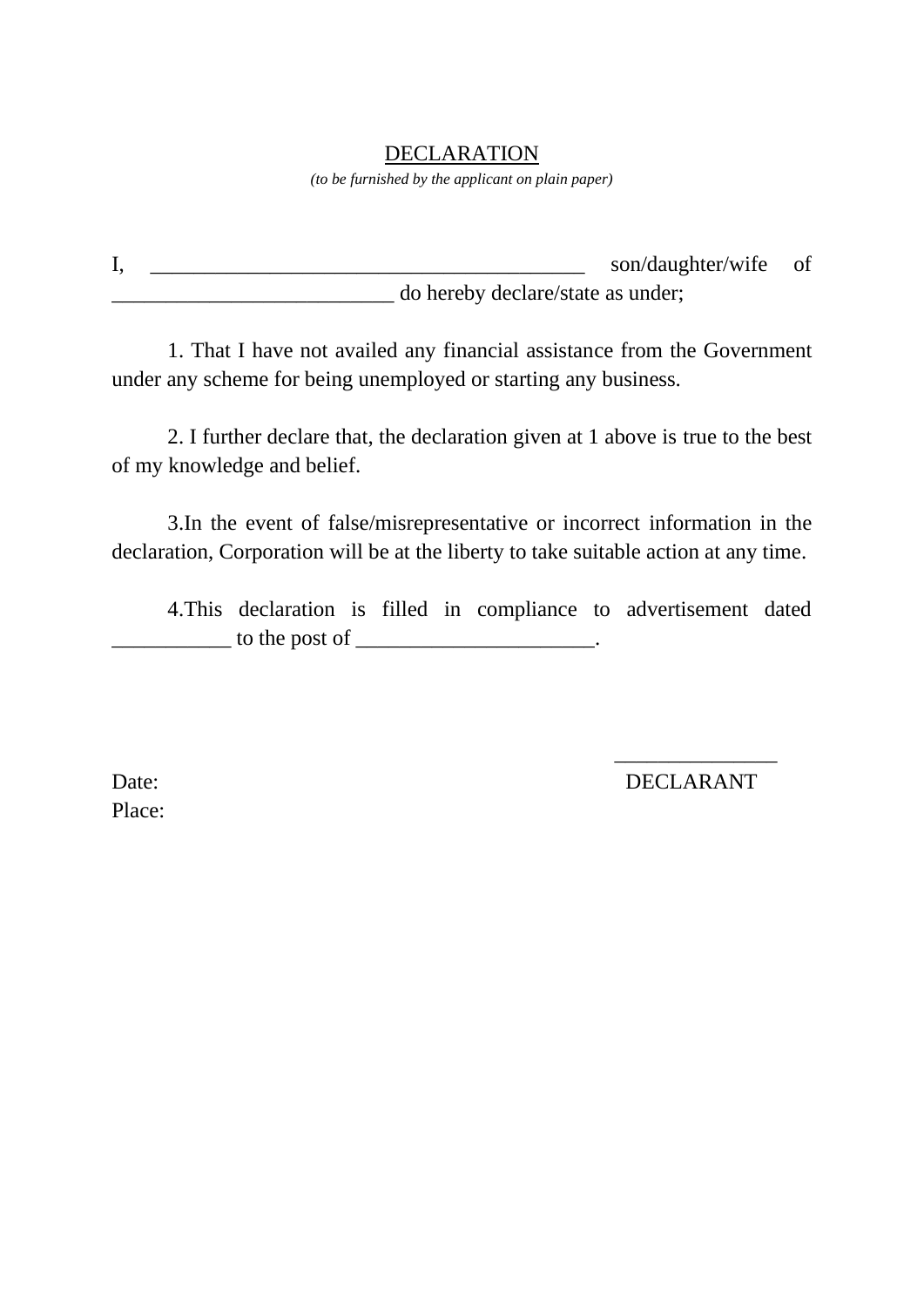<u>DECLARATION</u>

*(to be furnished by the applicant on plain paper)*

I, ________________________________________ son/daughter/wife of __________________________ do hereby declare/state as under;

1. That I have not availed any financial assistance from the Government under any scheme for being unemployed or starting any business.

2. I further declare that, the declaration given at 1 above is true to the best of my knowledge and belief.

3.In the event of false/misrepresentative or incorrect information in the declaration, Corporation will be at the liberty to take suitable action at any time.

4.This declaration is filled in compliance to advertisement dated ___________ to the post of ______________________.

_______________

DECLARANT

Date:

Place: